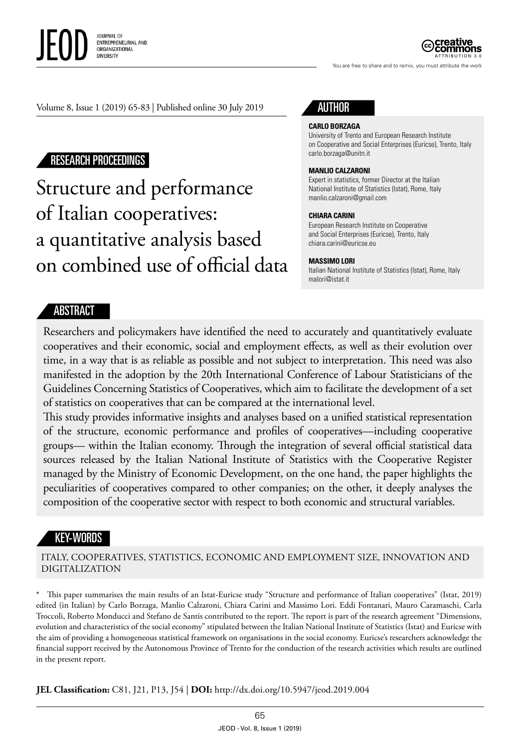Volume 8, Issue 1 (2019) 65-83 | Published online 30 July 2019

RESEARCH PROCEEDINGS

# Structure and performance of Italian cooperatives: a quantitative analysis based on combined use of official data

## AUTHOR

**CARLO BORZAGA**
University of Trento and European Research Institute on Cooperative and Social Enterprises (Euricse), Trento, Italy
carlo.borzaga@unitn.it

**MANLIO CALZARONI**
Expert in statistics, former Director at the Italian National Institute of Statistics (Istat), Rome, Italy
manlio.calzaroni@gmail.com

**CHIARA CARINI**
European Research Institute on Cooperative and Social Enterprises (Euricse), Trento, Italy
chiara.carini@euricse.eu

**MASSIMO LORI**
Italian National Institute of Statistics (Istat), Rome, Italy
malori@istat.it

## ABSTRACT

Researchers and policymakers have identified the need to accurately and quantitatively evaluate cooperatives and their economic, social and employment effects, as well as their evolution over time, in a way that is as reliable as possible and not subject to interpretation. This need was also manifested in the adoption by the 20th International Conference of Labour Statisticians of the Guidelines Concerning Statistics of Cooperatives, which aim to facilitate the development of a set of statistics on cooperatives that can be compared at the international level.

This study provides informative insights and analyses based on a unified statistical representation of the structure, economic performance and profiles of cooperatives—including cooperative groups— within the Italian economy. Through the integration of several official statistical data sources released by the Italian National Institute of Statistics with the Cooperative Register managed by the Ministry of Economic Development, on the one hand, the paper highlights the peculiarities of cooperatives compared to other companies; on the other, it deeply analyses the composition of the cooperative sector with respect to both economic and structural variables.

## KEY-WORDS

ITALY, COOPERATIVES, STATISTICS, ECONOMIC AND EMPLOYMENT SIZE, INNOVATION AND DIGITALIZATION

\* This paper summarises the main results of an Istat-Euricse study "Structure and performance of Italian cooperatives" (Istat, 2019) edited (in Italian) by Carlo Borzaga, Manlio Calzaroni, Chiara Carini and Massimo Lori. Eddi Fontanari, Mauro Caramaschi, Carla Troccoli, Roberto Monducci and Stefano de Santis contributed to the report. The report is part of the research agreement "Dimensions, evolution and characteristics of the social economy" stipulated between the Italian National Institute of Statistics (Istat) and Euricse with the aim of providing a homogeneous statistical framework on organisations in the social economy. Euricse's researchers acknowledge the financial support received by the Autonomous Province of Trento for the conduction of the research activities which results are outlined in the present report.

**JEL Classification:** C81, J21, P13, J54 | **DOI:** http://dx.doi.org/10.5947/jeod.2019.004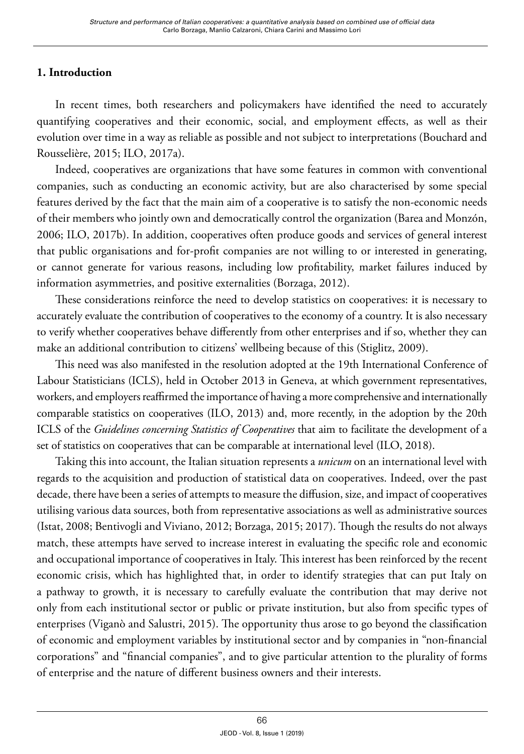## 1. Introduction

In recent times, both researchers and policymakers have identified the need to accurately quantifying cooperatives and their economic, social, and employment effects, as well as their evolution over time in a way as reliable as possible and not subject to interpretations (Bouchard and Rousselière, 2015; ILO, 2017a).

Indeed, cooperatives are organizations that have some features in common with conventional companies, such as conducting an economic activity, but are also characterised by some special features derived by the fact that the main aim of a cooperative is to satisfy the non-economic needs of their members who jointly own and democratically control the organization (Barea and Monzón, 2006; ILO, 2017b). In addition, cooperatives often produce goods and services of general interest that public organisations and for-profit companies are not willing to or interested in generating, or cannot generate for various reasons, including low profitability, market failures induced by information asymmetries, and positive externalities (Borzaga, 2012).

These considerations reinforce the need to develop statistics on cooperatives: it is necessary to accurately evaluate the contribution of cooperatives to the economy of a country. It is also necessary to verify whether cooperatives behave differently from other enterprises and if so, whether they can make an additional contribution to citizens' wellbeing because of this (Stiglitz, 2009).

This need was also manifested in the resolution adopted at the 19th International Conference of Labour Statisticians (ICLS), held in October 2013 in Geneva, at which government representatives, workers, and employers reaffirmed the importance of having a more comprehensive and internationally comparable statistics on cooperatives (ILO, 2013) and, more recently, in the adoption by the 20th ICLS of the *Guidelines concerning Statistics of Cooperatives* that aim to facilitate the development of a set of statistics on cooperatives that can be comparable at international level (ILO, 2018).

Taking this into account, the Italian situation represents a *unicum* on an international level with regards to the acquisition and production of statistical data on cooperatives. Indeed, over the past decade, there have been a series of attempts to measure the diffusion, size, and impact of cooperatives utilising various data sources, both from representative associations as well as administrative sources (Istat, 2008; Bentivogli and Viviano, 2012; Borzaga, 2015; 2017). Though the results do not always match, these attempts have served to increase interest in evaluating the specific role and economic and occupational importance of cooperatives in Italy. This interest has been reinforced by the recent economic crisis, which has highlighted that, in order to identify strategies that can put Italy on a pathway to growth, it is necessary to carefully evaluate the contribution that may derive not only from each institutional sector or public or private institution, but also from specific types of enterprises (Viganò and Salustri, 2015). The opportunity thus arose to go beyond the classification of economic and employment variables by institutional sector and by companies in "non-financial corporations" and "financial companies", and to give particular attention to the plurality of forms of enterprise and the nature of different business owners and their interests.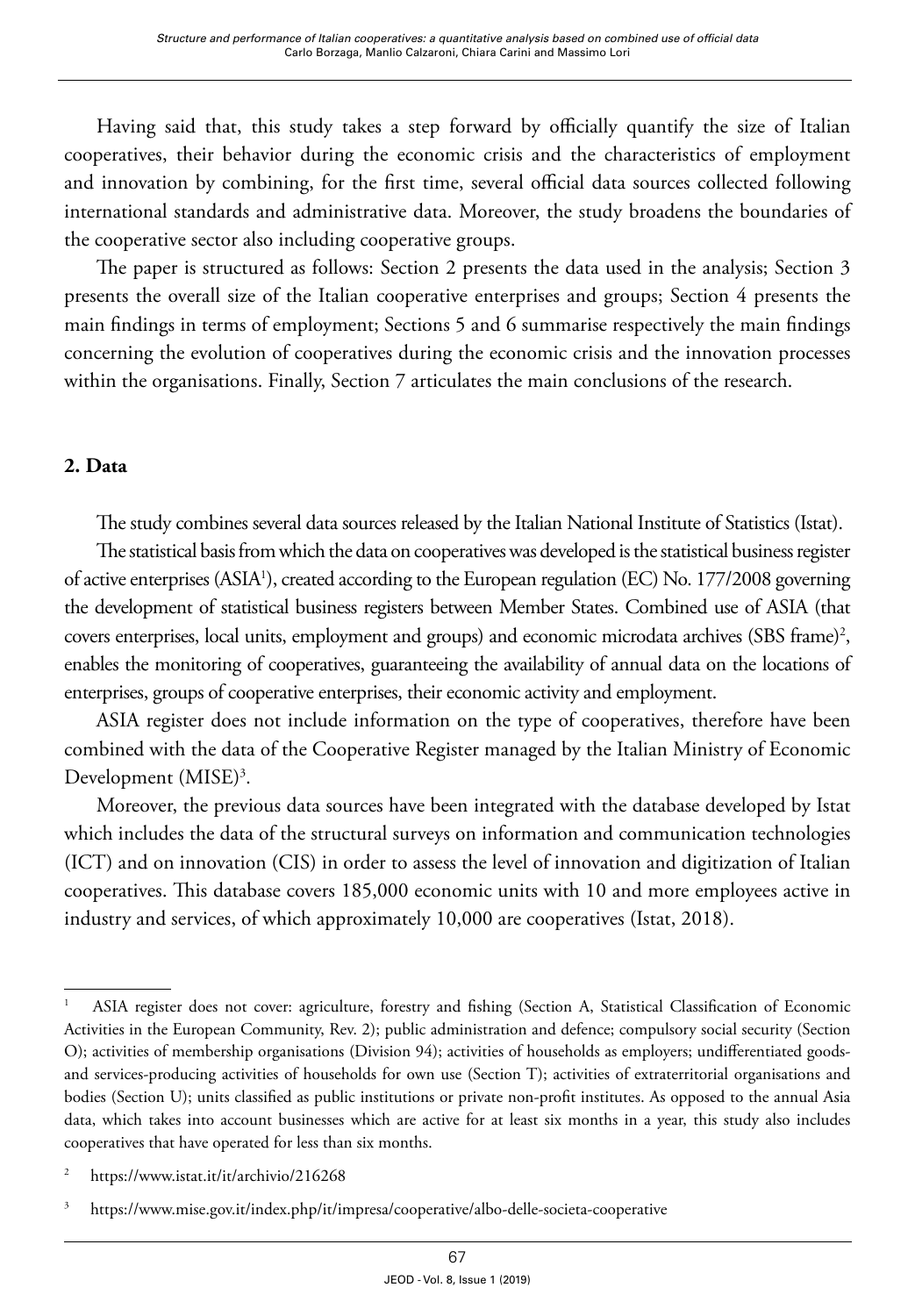Having said that, this study takes a step forward by officially quantify the size of Italian cooperatives, their behavior during the economic crisis and the characteristics of employment and innovation by combining, for the first time, several official data sources collected following international standards and administrative data. Moreover, the study broadens the boundaries of the cooperative sector also including cooperative groups.

The paper is structured as follows: Section 2 presents the data used in the analysis; Section 3 presents the overall size of the Italian cooperative enterprises and groups; Section 4 presents the main findings in terms of employment; Sections 5 and 6 summarise respectively the main findings concerning the evolution of cooperatives during the economic crisis and the innovation processes within the organisations. Finally, Section 7 articulates the main conclusions of the research.

## 2. Data

The study combines several data sources released by the Italian National Institute of Statistics (Istat).

The statistical basis from which the data on cooperatives was developed is the statistical business register of active enterprises (ASIA[1]), created according to the European regulation (EC) No. 177/2008 governing the development of statistical business registers between Member States. Combined use of ASIA (that covers enterprises, local units, employment and groups) and economic microdata archives (SBS frame)[2], enables the monitoring of cooperatives, guaranteeing the availability of annual data on the locations of enterprises, groups of cooperative enterprises, their economic activity and employment.

ASIA register does not include information on the type of cooperatives, therefore have been combined with the data of the Cooperative Register managed by the Italian Ministry of Economic Development (MISE)[3].

Moreover, the previous data sources have been integrated with the database developed by Istat which includes the data of the structural surveys on information and communication technologies (ICT) and on innovation (CIS) in order to assess the level of innovation and digitization of Italian cooperatives. This database covers 185,000 economic units with 10 and more employees active in industry and services, of which approximately 10,000 are cooperatives (Istat, 2018).

---

[1] ASIA register does not cover: agriculture, forestry and fishing (Section A, Statistical Classification of Economic Activities in the European Community, Rev. 2); public administration and defence; compulsory social security (Section O); activities of membership organisations (Division 94); activities of households as employers; undifferentiated goods- and services-producing activities of households for own use (Section T); activities of extraterritorial organisations and bodies (Section U); units classified as public institutions or private non-profit institutes. As opposed to the annual Asia data, which takes into account businesses which are active for at least six months in a year, this study also includes cooperatives that have operated for less than six months.

[2] https://www.istat.it/it/archivio/216268

[3] https://www.mise.gov.it/index.php/it/impresa/cooperative/albo-delle-societa-cooperative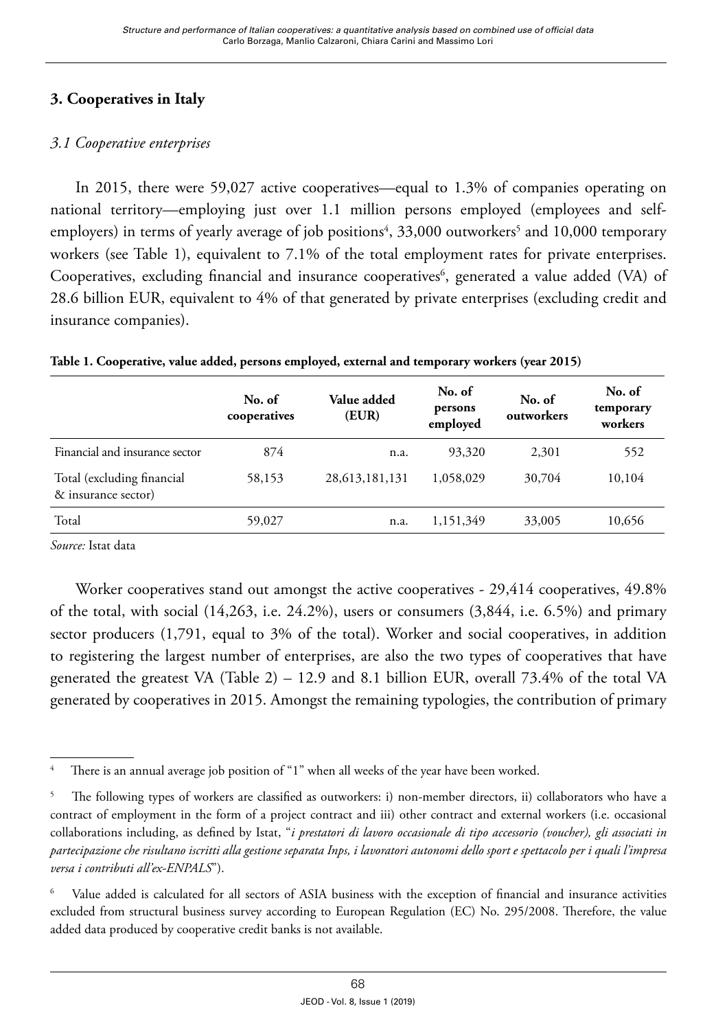## 3. Cooperatives in Italy

### *3.1 Cooperative enterprises*

In 2015, there were 59,027 active cooperatives—equal to 1.3% of companies operating on national territory—employing just over 1.1 million persons employed (employees and self-employers) in terms of yearly average of job positions[4], 33,000 outworkers[5] and 10,000 temporary workers (see Table 1), equivalent to 7.1% of the total employment rates for private enterprises. Cooperatives, excluding financial and insurance cooperatives[6], generated a value added (VA) of 28.6 billion EUR, equivalent to 4% of that generated by private enterprises (excluding credit and insurance companies).

**Table 1. Cooperative, value added, persons employed, external and temporary workers (year 2015)**

| | No. of cooperatives | Value added (EUR) | No. of persons employed | No. of outworkers | No. of temporary workers |
|---|---|---|---|---|---|
| Financial and insurance sector | 874 | n.a. | 93,320 | 2,301 | 552 |
| Total (excluding financial & insurance sector) | 58,153 | 28,613,181,131 | 1,058,029 | 30,704 | 10,104 |
| Total | 59,027 | n.a. | 1,151,349 | 33,005 | 10,656 |

*Source:* Istat data

Worker cooperatives stand out amongst the active cooperatives - 29,414 cooperatives, 49.8% of the total, with social (14,263, i.e. 24.2%), users or consumers (3,844, i.e. 6.5%) and primary sector producers (1,791, equal to 3% of the total). Worker and social cooperatives, in addition to registering the largest number of enterprises, are also the two types of cooperatives that have generated the greatest VA (Table 2) – 12.9 and 8.1 billion EUR, overall 73.4% of the total VA generated by cooperatives in 2015. Amongst the remaining typologies, the contribution of primary

---

[4] There is an annual average job position of "1" when all weeks of the year have been worked.

[5] The following types of workers are classified as outworkers: i) non-member directors, ii) collaborators who have a contract of employment in the form of a project contract and iii) other contract and external workers (i.e. occasional collaborations including, as defined by Istat, "*i prestatori di lavoro occasionale di tipo accessorio (voucher), gli associati in partecipazione che risultano iscritti alla gestione separata Inps, i lavoratori autonomi dello sport e spettacolo per i quali l'impresa versa i contributi all'ex-ENPALS*").

[6] Value added is calculated for all sectors of ASIA business with the exception of financial and insurance activities excluded from structural business survey according to European Regulation (EC) No. 295/2008. Therefore, the value added data produced by cooperative credit banks is not available.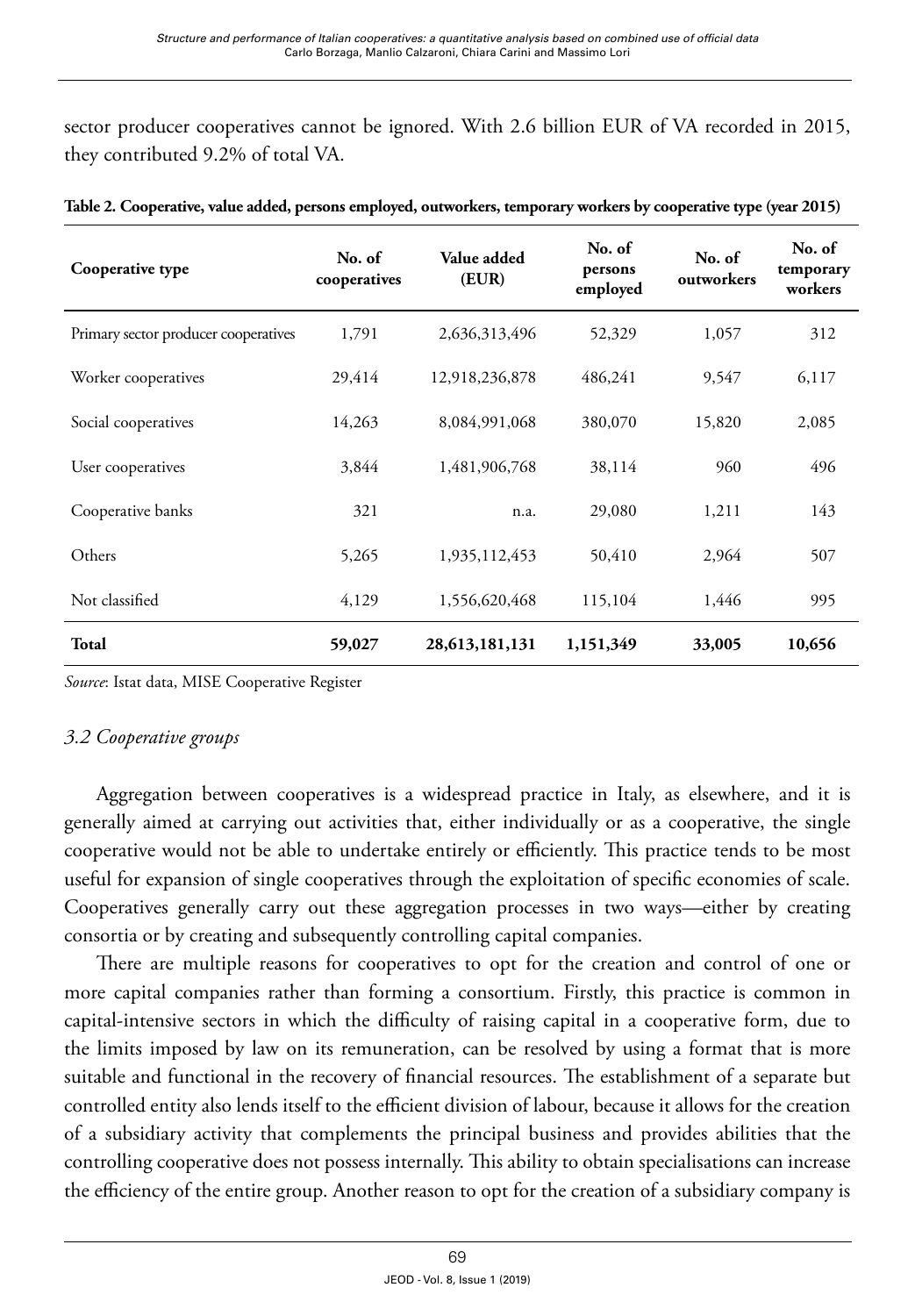sector producer cooperatives cannot be ignored. With 2.6 billion EUR of VA recorded in 2015, they contributed 9.2% of total VA.

**Table 2. Cooperative, value added, persons employed, outworkers, temporary workers by cooperative type (year 2015)**

| Cooperative type | No. of cooperatives | Value added (EUR) | No. of persons employed | No. of outworkers | No. of temporary workers |
|---|---|---|---|---|---|
| Primary sector producer cooperatives | 1,791 | 2,636,313,496 | 52,329 | 1,057 | 312 |
| Worker cooperatives | 29,414 | 12,918,236,878 | 486,241 | 9,547 | 6,117 |
| Social cooperatives | 14,263 | 8,084,991,068 | 380,070 | 15,820 | 2,085 |
| User cooperatives | 3,844 | 1,481,906,768 | 38,114 | 960 | 496 |
| Cooperative banks | 321 | n.a. | 29,080 | 1,211 | 143 |
| Others | 5,265 | 1,935,112,453 | 50,410 | 2,964 | 507 |
| Not classified | 4,129 | 1,556,620,468 | 115,104 | 1,446 | 995 |
| **Total** | **59,027** | **28,613,181,131** | **1,151,349** | **33,005** | **10,656** |

*Source*: Istat data, MISE Cooperative Register

### *3.2 Cooperative groups*

Aggregation between cooperatives is a widespread practice in Italy, as elsewhere, and it is generally aimed at carrying out activities that, either individually or as a cooperative, the single cooperative would not be able to undertake entirely or efficiently. This practice tends to be most useful for expansion of single cooperatives through the exploitation of specific economies of scale. Cooperatives generally carry out these aggregation processes in two ways—either by creating consortia or by creating and subsequently controlling capital companies.

There are multiple reasons for cooperatives to opt for the creation and control of one or more capital companies rather than forming a consortium. Firstly, this practice is common in capital-intensive sectors in which the difficulty of raising capital in a cooperative form, due to the limits imposed by law on its remuneration, can be resolved by using a format that is more suitable and functional in the recovery of financial resources. The establishment of a separate but controlled entity also lends itself to the efficient division of labour, because it allows for the creation of a subsidiary activity that complements the principal business and provides abilities that the controlling cooperative does not possess internally. This ability to obtain specialisations can increase the efficiency of the entire group. Another reason to opt for the creation of a subsidiary company is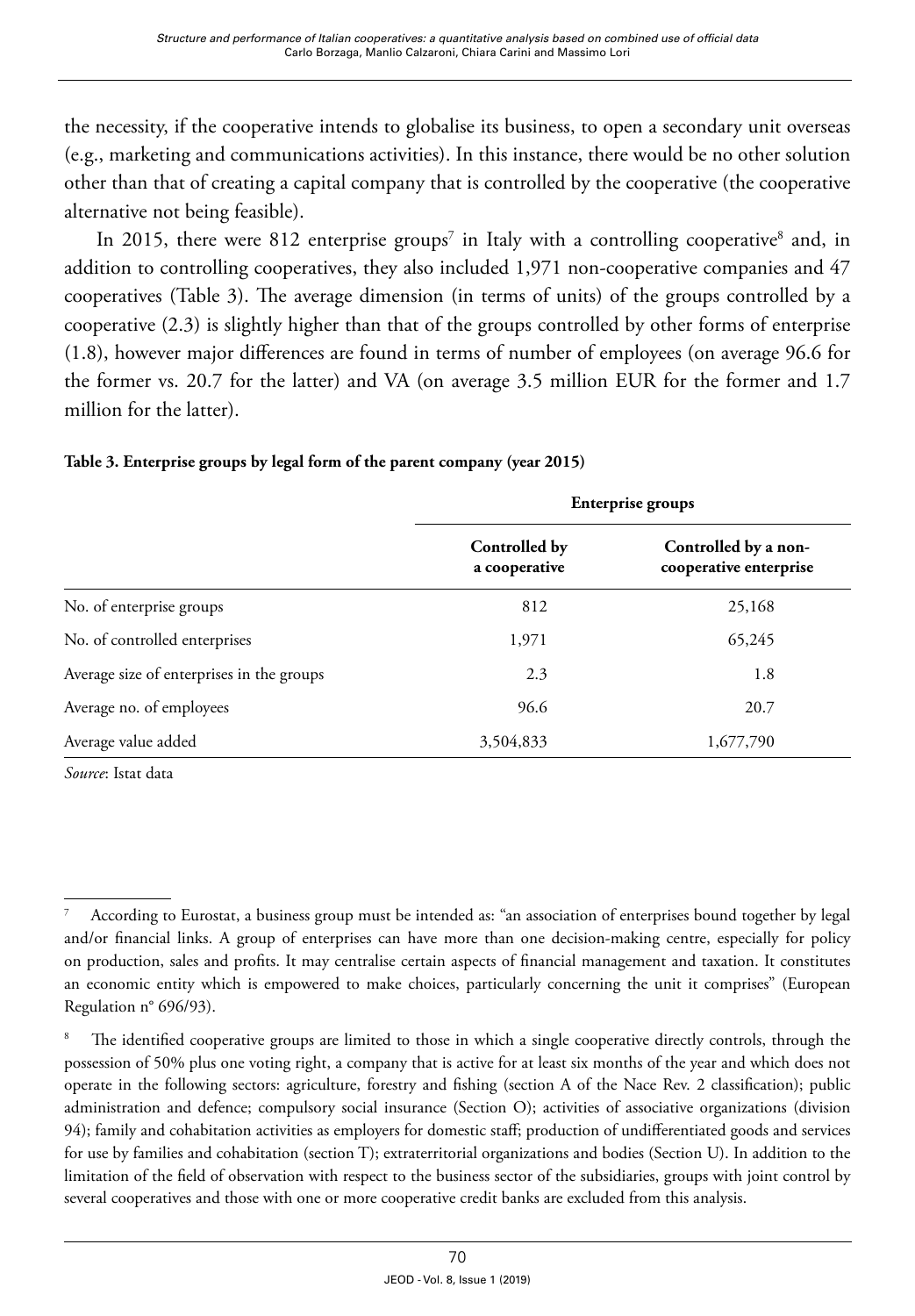the necessity, if the cooperative intends to globalise its business, to open a secondary unit overseas (e.g., marketing and communications activities). In this instance, there would be no other solution other than that of creating a capital company that is controlled by the cooperative (the cooperative alternative not being feasible).

In 2015, there were 812 enterprise groups[7] in Italy with a controlling cooperative[8] and, in addition to controlling cooperatives, they also included 1,971 non-cooperative companies and 47 cooperatives (Table 3). The average dimension (in terms of units) of the groups controlled by a cooperative (2.3) is slightly higher than that of the groups controlled by other forms of enterprise (1.8), however major differences are found in terms of number of employees (on average 96.6 for the former vs. 20.7 for the latter) and VA (on average 3.5 million EUR for the former and 1.7 million for the latter).

**Table 3. Enterprise groups by legal form of the parent company (year 2015)**

| | **Enterprise groups** | |
|---|---|---|
| | **Controlled by a cooperative** | **Controlled by a non-cooperative enterprise** |
| No. of enterprise groups | 812 | 25,168 |
| No. of controlled enterprises | 1,971 | 65,245 |
| Average size of enterprises in the groups | 2.3 | 1.8 |
| Average no. of employees | 96.6 | 20.7 |
| Average value added | 3,504,833 | 1,677,790 |

*Source*: Istat data

---

[7] According to Eurostat, a business group must be intended as: "an association of enterprises bound together by legal and/or financial links. A group of enterprises can have more than one decision-making centre, especially for policy on production, sales and profits. It may centralise certain aspects of financial management and taxation. It constitutes an economic entity which is empowered to make choices, particularly concerning the unit it comprises" (European Regulation n° 696/93).

[8] The identified cooperative groups are limited to those in which a single cooperative directly controls, through the possession of 50% plus one voting right, a company that is active for at least six months of the year and which does not operate in the following sectors: agriculture, forestry and fishing (section A of the Nace Rev. 2 classification); public administration and defence; compulsory social insurance (Section O); activities of associative organizations (division 94); family and cohabitation activities as employers for domestic staff; production of undifferentiated goods and services for use by families and cohabitation (section T); extraterritorial organizations and bodies (Section U). In addition to the limitation of the field of observation with respect to the business sector of the subsidiaries, groups with joint control by several cooperatives and those with one or more cooperative credit banks are excluded from this analysis.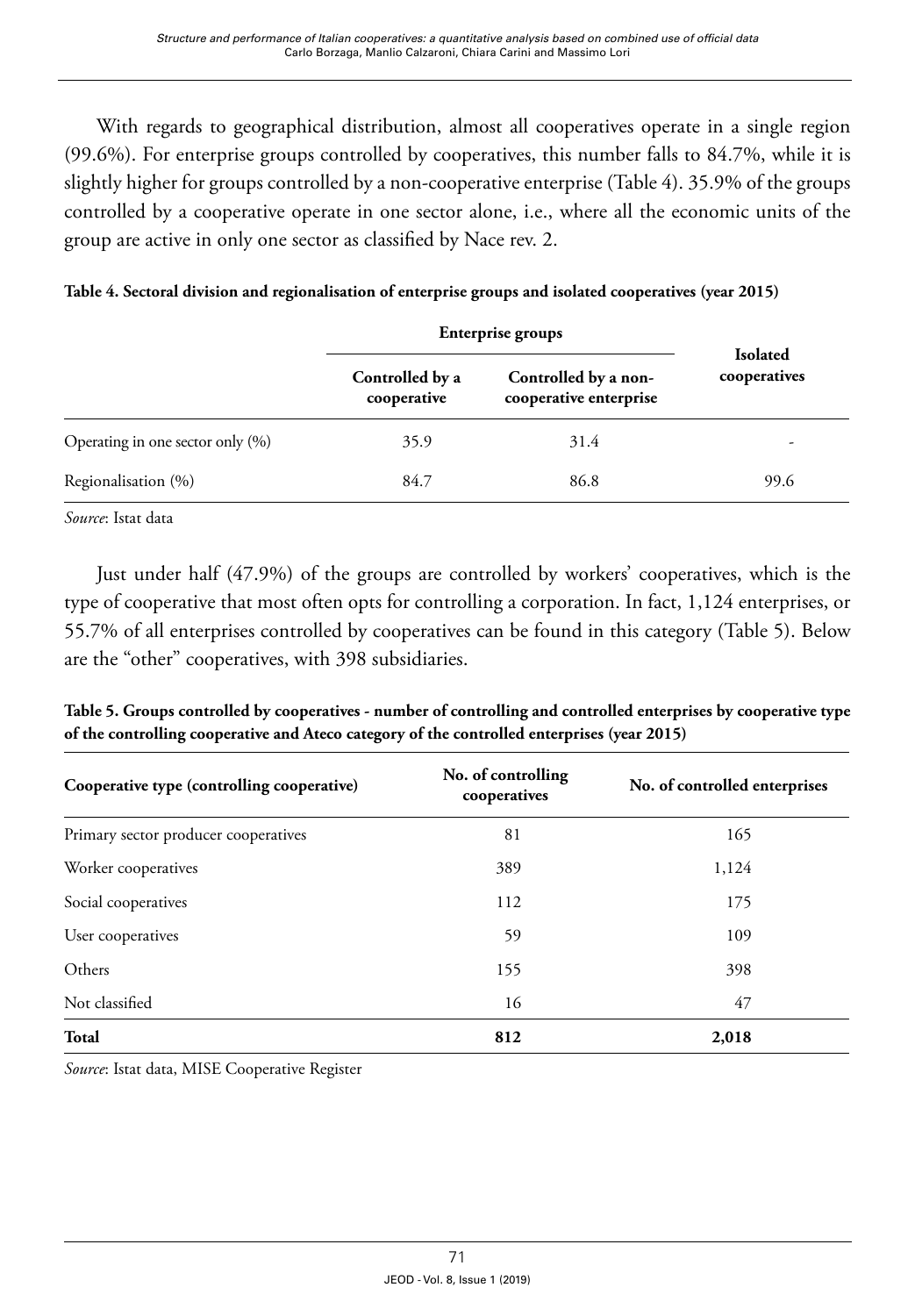With regards to geographical distribution, almost all cooperatives operate in a single region (99.6%). For enterprise groups controlled by cooperatives, this number falls to 84.7%, while it is slightly higher for groups controlled by a non-cooperative enterprise (Table 4). 35.9% of the groups controlled by a cooperative operate in one sector alone, i.e., where all the economic units of the group are active in only one sector as classified by Nace rev. 2.

**Table 4. Sectoral division and regionalisation of enterprise groups and isolated cooperatives (year 2015)**

| | Enterprise groups | | Isolated cooperatives |
|---|---|---|---|
| | Controlled by a cooperative | Controlled by a non-cooperative enterprise | |
| Operating in one sector only (%) | 35.9 | 31.4 | - |
| Regionalisation (%) | 84.7 | 86.8 | 99.6 |

*Source*: Istat data

Just under half (47.9%) of the groups are controlled by workers' cooperatives, which is the type of cooperative that most often opts for controlling a corporation. In fact, 1,124 enterprises, or 55.7% of all enterprises controlled by cooperatives can be found in this category (Table 5). Below are the "other" cooperatives, with 398 subsidiaries.

**Table 5. Groups controlled by cooperatives - number of controlling and controlled enterprises by cooperative type of the controlling cooperative and Ateco category of the controlled enterprises (year 2015)**

| Cooperative type (controlling cooperative) | No. of controlling cooperatives | No. of controlled enterprises |
|---|---|---|
| Primary sector producer cooperatives | 81 | 165 |
| Worker cooperatives | 389 | 1,124 |
| Social cooperatives | 112 | 175 |
| User cooperatives | 59 | 109 |
| Others | 155 | 398 |
| Not classified | 16 | 47 |
| **Total** | **812** | **2,018** |

*Source*: Istat data, MISE Cooperative Register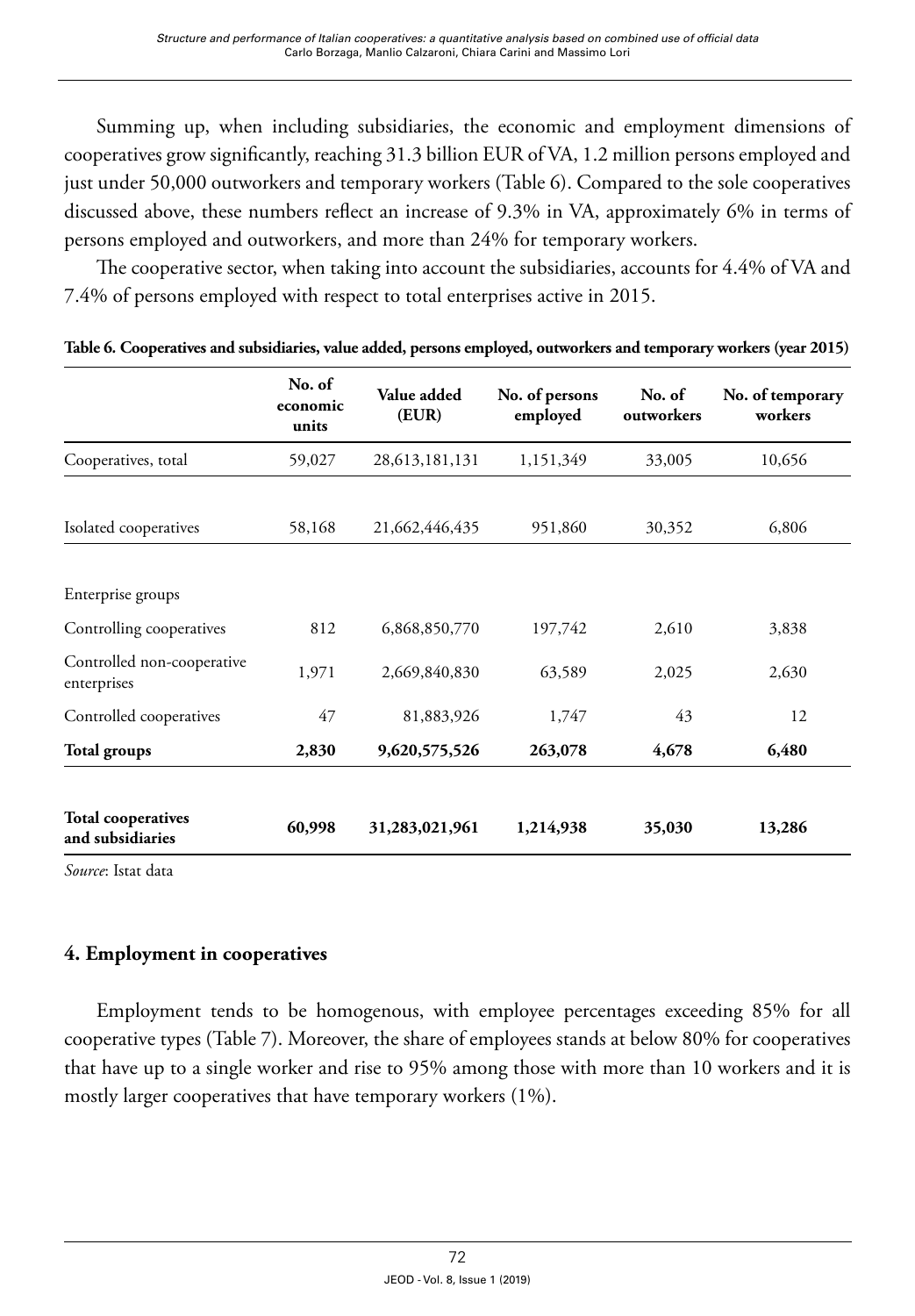Summing up, when including subsidiaries, the economic and employment dimensions of cooperatives grow significantly, reaching 31.3 billion EUR of VA, 1.2 million persons employed and just under 50,000 outworkers and temporary workers (Table 6). Compared to the sole cooperatives discussed above, these numbers reflect an increase of 9.3% in VA, approximately 6% in terms of persons employed and outworkers, and more than 24% for temporary workers.

The cooperative sector, when taking into account the subsidiaries, accounts for 4.4% of VA and 7.4% of persons employed with respect to total enterprises active in 2015.

**Table 6. Cooperatives and subsidiaries, value added, persons employed, outworkers and temporary workers (year 2015)**

| | No. of economic units | Value added (EUR) | No. of persons employed | No. of outworkers | No. of temporary workers |
|---|---|---|---|---|---|
| Cooperatives, total | 59,027 | 28,613,181,131 | 1,151,349 | 33,005 | 10,656 |
| Isolated cooperatives | 58,168 | 21,662,446,435 | 951,860 | 30,352 | 6,806 |
| Enterprise groups | | | | | |
| Controlling cooperatives | 812 | 6,868,850,770 | 197,742 | 2,610 | 3,838 |
| Controlled non-cooperative enterprises | 1,971 | 2,669,840,830 | 63,589 | 2,025 | 2,630 |
| Controlled cooperatives | 47 | 81,883,926 | 1,747 | 43 | 12 |
| **Total groups** | **2,830** | **9,620,575,526** | **263,078** | **4,678** | **6,480** |
| **Total cooperatives and subsidiaries** | **60,998** | **31,283,021,961** | **1,214,938** | **35,030** | **13,286** |

*Source*: Istat data

## 4. Employment in cooperatives

Employment tends to be homogenous, with employee percentages exceeding 85% for all cooperative types (Table 7). Moreover, the share of employees stands at below 80% for cooperatives that have up to a single worker and rise to 95% among those with more than 10 workers and it is mostly larger cooperatives that have temporary workers (1%).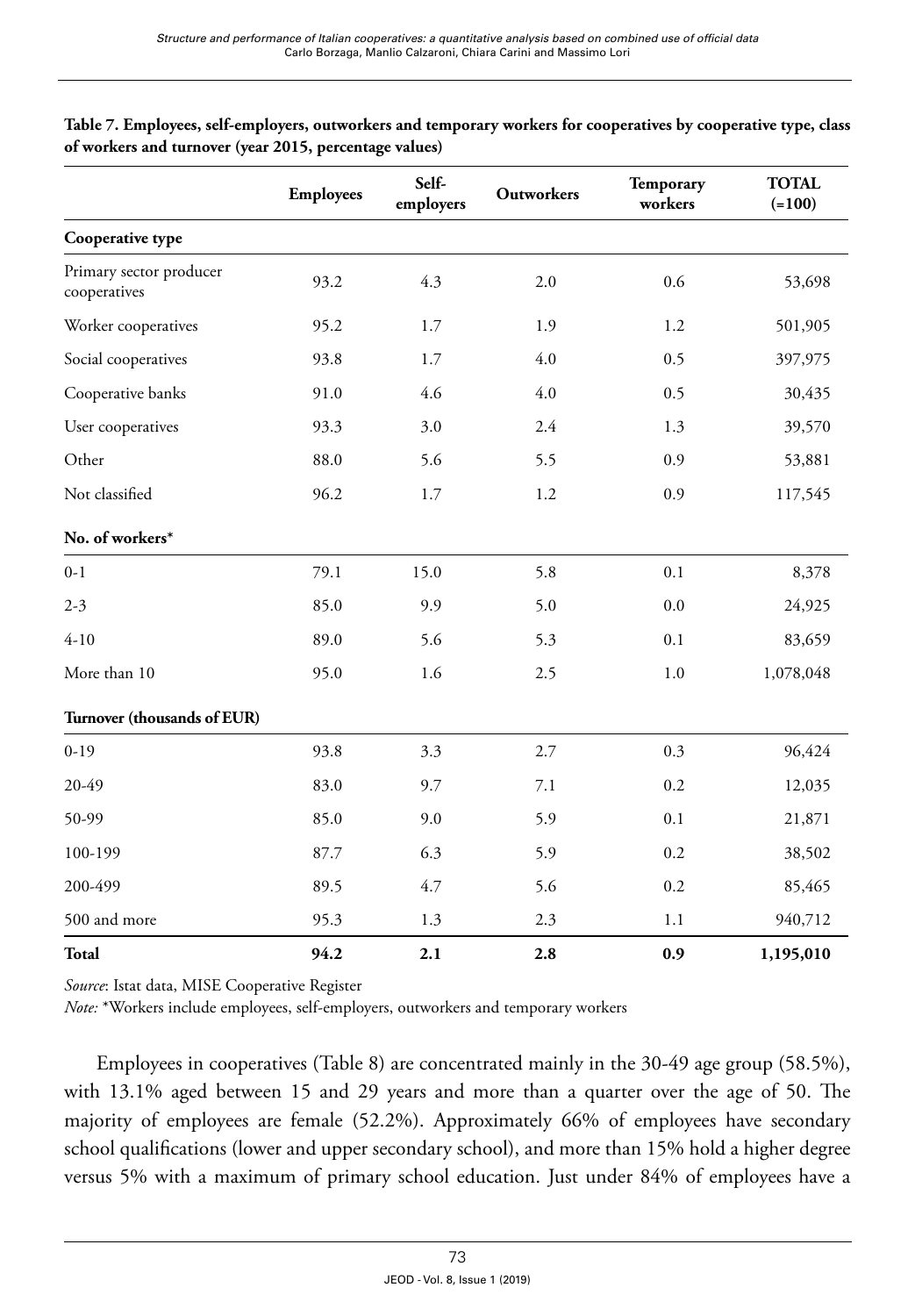**Table 7. Employees, self-employers, outworkers and temporary workers for cooperatives by cooperative type, class of workers and turnover (year 2015, percentage values)**

| | Employees | Self-employers | Outworkers | Temporary workers | TOTAL (=100) |
|---|---|---|---|---|---|
| **Cooperative type** | | | | | |
| Primary sector producer cooperatives | 93.2 | 4.3 | 2.0 | 0.6 | 53,698 |
| Worker cooperatives | 95.2 | 1.7 | 1.9 | 1.2 | 501,905 |
| Social cooperatives | 93.8 | 1.7 | 4.0 | 0.5 | 397,975 |
| Cooperative banks | 91.0 | 4.6 | 4.0 | 0.5 | 30,435 |
| User cooperatives | 93.3 | 3.0 | 2.4 | 1.3 | 39,570 |
| Other | 88.0 | 5.6 | 5.5 | 0.9 | 53,881 |
| Not classified | 96.2 | 1.7 | 1.2 | 0.9 | 117,545 |
| **No. of workers*** | | | | | |
| 0-1 | 79.1 | 15.0 | 5.8 | 0.1 | 8,378 |
| 2-3 | 85.0 | 9.9 | 5.0 | 0.0 | 24,925 |
| 4-10 | 89.0 | 5.6 | 5.3 | 0.1 | 83,659 |
| More than 10 | 95.0 | 1.6 | 2.5 | 1.0 | 1,078,048 |
| **Turnover (thousands of EUR)** | | | | | |
| 0-19 | 93.8 | 3.3 | 2.7 | 0.3 | 96,424 |
| 20-49 | 83.0 | 9.7 | 7.1 | 0.2 | 12,035 |
| 50-99 | 85.0 | 9.0 | 5.9 | 0.1 | 21,871 |
| 100-199 | 87.7 | 6.3 | 5.9 | 0.2 | 38,502 |
| 200-499 | 89.5 | 4.7 | 5.6 | 0.2 | 85,465 |
| 500 and more | 95.3 | 1.3 | 2.3 | 1.1 | 940,712 |
| **Total** | **94.2** | **2.1** | **2.8** | **0.9** | **1,195,010** |

*Source*: Istat data, MISE Cooperative Register

*Note:* *Workers include employees, self-employers, outworkers and temporary workers

Employees in cooperatives (Table 8) are concentrated mainly in the 30-49 age group (58.5%), with 13.1% aged between 15 and 29 years and more than a quarter over the age of 50. The majority of employees are female (52.2%). Approximately 66% of employees have secondary school qualifications (lower and upper secondary school), and more than 15% hold a higher degree versus 5% with a maximum of primary school education. Just under 84% of employees have a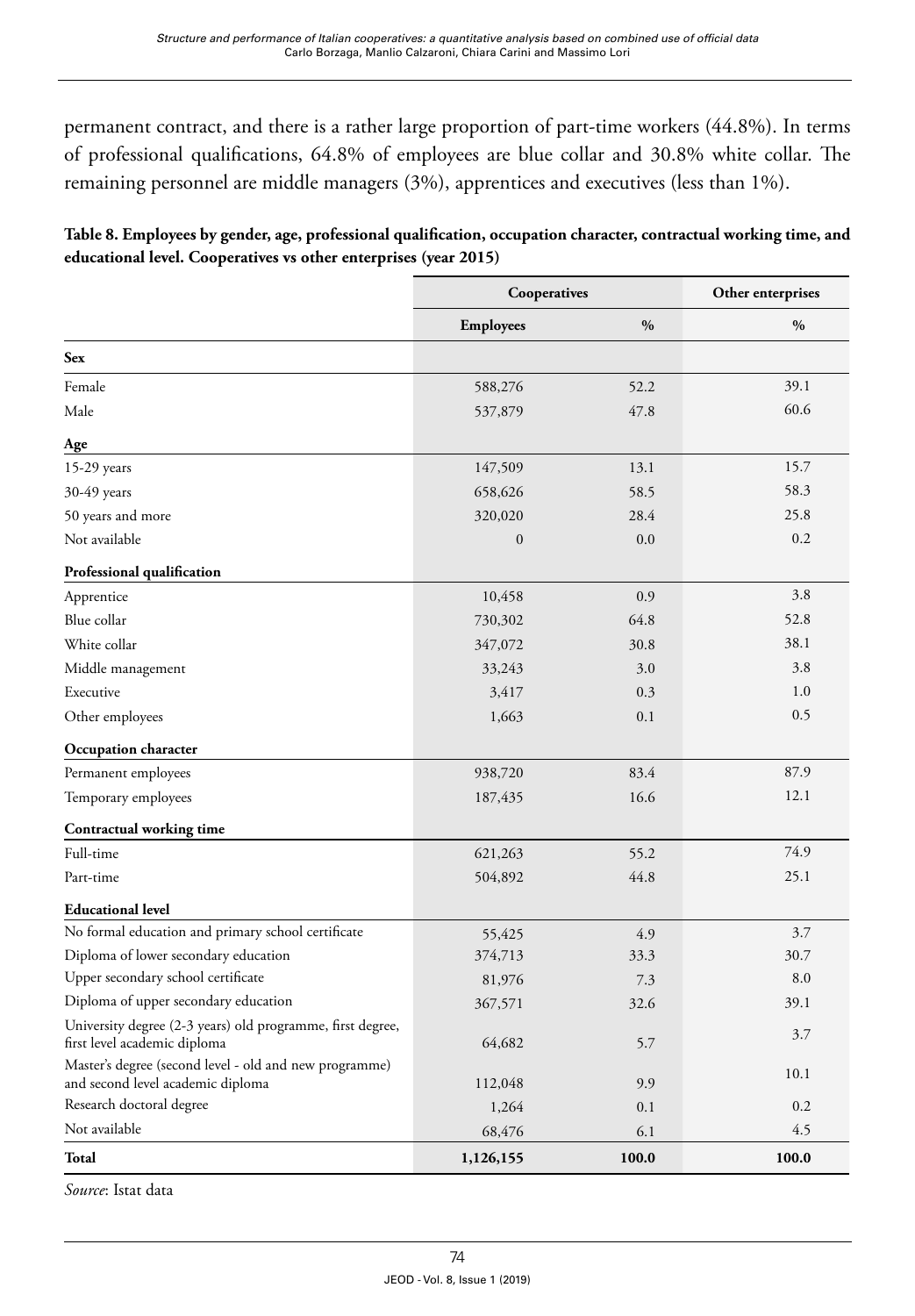permanent contract, and there is a rather large proportion of part-time workers (44.8%). In terms of professional qualifications, 64.8% of employees are blue collar and 30.8% white collar. The remaining personnel are middle managers (3%), apprentices and executives (less than 1%).

**Table 8. Employees by gender, age, professional qualification, occupation character, contractual working time, and educational level. Cooperatives vs other enterprises (year 2015)**

| | Cooperatives | | Other enterprises |
|---|---|---|---|
| | **Employees** | **%** | **%** |
| **Sex** | | | |
| Female | 588,276 | 52.2 | 39.1 |
| Male | 537,879 | 47.8 | 60.6 |
| **Age** | | | |
| 15-29 years | 147,509 | 13.1 | 15.7 |
| 30-49 years | 658,626 | 58.5 | 58.3 |
| 50 years and more | 320,020 | 28.4 | 25.8 |
| Not available | 0 | 0.0 | 0.2 |
| **Professional qualification** | | | |
| Apprentice | 10,458 | 0.9 | 3.8 |
| Blue collar | 730,302 | 64.8 | 52.8 |
| White collar | 347,072 | 30.8 | 38.1 |
| Middle management | 33,243 | 3.0 | 3.8 |
| Executive | 3,417 | 0.3 | 1.0 |
| Other employees | 1,663 | 0.1 | 0.5 |
| **Occupation character** | | | |
| Permanent employees | 938,720 | 83.4 | 87.9 |
| Temporary employees | 187,435 | 16.6 | 12.1 |
| **Contractual working time** | | | |
| Full-time | 621,263 | 55.2 | 74.9 |
| Part-time | 504,892 | 44.8 | 25.1 |
| **Educational level** | | | |
| No formal education and primary school certificate | 55,425 | 4.9 | 3.7 |
| Diploma of lower secondary education | 374,713 | 33.3 | 30.7 |
| Upper secondary school certificate | 81,976 | 7.3 | 8.0 |
| Diploma of upper secondary education | 367,571 | 32.6 | 39.1 |
| University degree (2-3 years) old programme, first degree, first level academic diploma | 64,682 | 5.7 | 3.7 |
| Master's degree (second level - old and new programme) and second level academic diploma | 112,048 | 9.9 | 10.1 |
| Research doctoral degree | 1,264 | 0.1 | 0.2 |
| Not available | 68,476 | 6.1 | 4.5 |
| **Total** | **1,126,155** | **100.0** | **100.0** |

*Source*: Istat data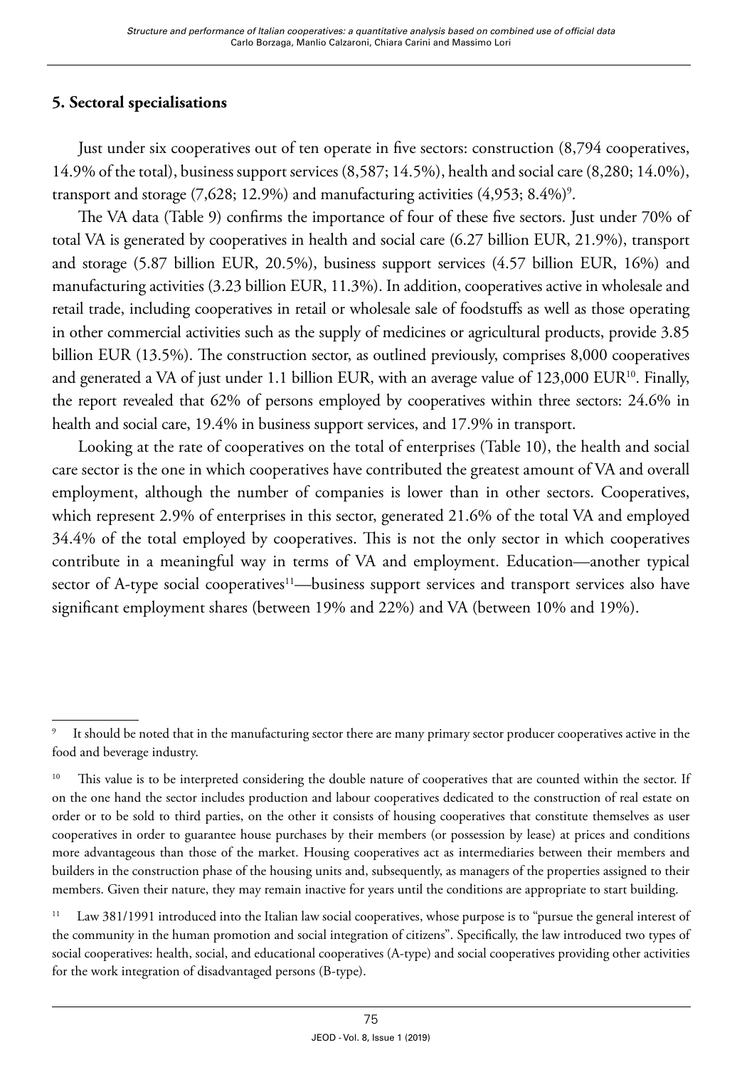## 5. Sectoral specialisations

Just under six cooperatives out of ten operate in five sectors: construction (8,794 cooperatives, 14.9% of the total), business support services (8,587; 14.5%), health and social care (8,280; 14.0%), transport and storage (7,628; 12.9%) and manufacturing activities (4,953; 8.4%)[9].

The VA data (Table 9) confirms the importance of four of these five sectors. Just under 70% of total VA is generated by cooperatives in health and social care (6.27 billion EUR, 21.9%), transport and storage (5.87 billion EUR, 20.5%), business support services (4.57 billion EUR, 16%) and manufacturing activities (3.23 billion EUR, 11.3%). In addition, cooperatives active in wholesale and retail trade, including cooperatives in retail or wholesale sale of foodstuffs as well as those operating in other commercial activities such as the supply of medicines or agricultural products, provide 3.85 billion EUR (13.5%). The construction sector, as outlined previously, comprises 8,000 cooperatives and generated a VA of just under 1.1 billion EUR, with an average value of 123,000 EUR[10]. Finally, the report revealed that 62% of persons employed by cooperatives within three sectors: 24.6% in health and social care, 19.4% in business support services, and 17.9% in transport.

Looking at the rate of cooperatives on the total of enterprises (Table 10), the health and social care sector is the one in which cooperatives have contributed the greatest amount of VA and overall employment, although the number of companies is lower than in other sectors. Cooperatives, which represent 2.9% of enterprises in this sector, generated 21.6% of the total VA and employed 34.4% of the total employed by cooperatives. This is not the only sector in which cooperatives contribute in a meaningful way in terms of VA and employment. Education—another typical sector of A-type social cooperatives[11]—business support services and transport services also have significant employment shares (between 19% and 22%) and VA (between 10% and 19%).

---

[9] It should be noted that in the manufacturing sector there are many primary sector producer cooperatives active in the food and beverage industry.

[10] This value is to be interpreted considering the double nature of cooperatives that are counted within the sector. If on the one hand the sector includes production and labour cooperatives dedicated to the construction of real estate on order or to be sold to third parties, on the other it consists of housing cooperatives that constitute themselves as user cooperatives in order to guarantee house purchases by their members (or possession by lease) at prices and conditions more advantageous than those of the market. Housing cooperatives act as intermediaries between their members and builders in the construction phase of the housing units and, subsequently, as managers of the properties assigned to their members. Given their nature, they may remain inactive for years until the conditions are appropriate to start building.

[11] Law 381/1991 introduced into the Italian law social cooperatives, whose purpose is to "pursue the general interest of the community in the human promotion and social integration of citizens". Specifically, the law introduced two types of social cooperatives: health, social, and educational cooperatives (A-type) and social cooperatives providing other activities for the work integration of disadvantaged persons (B-type).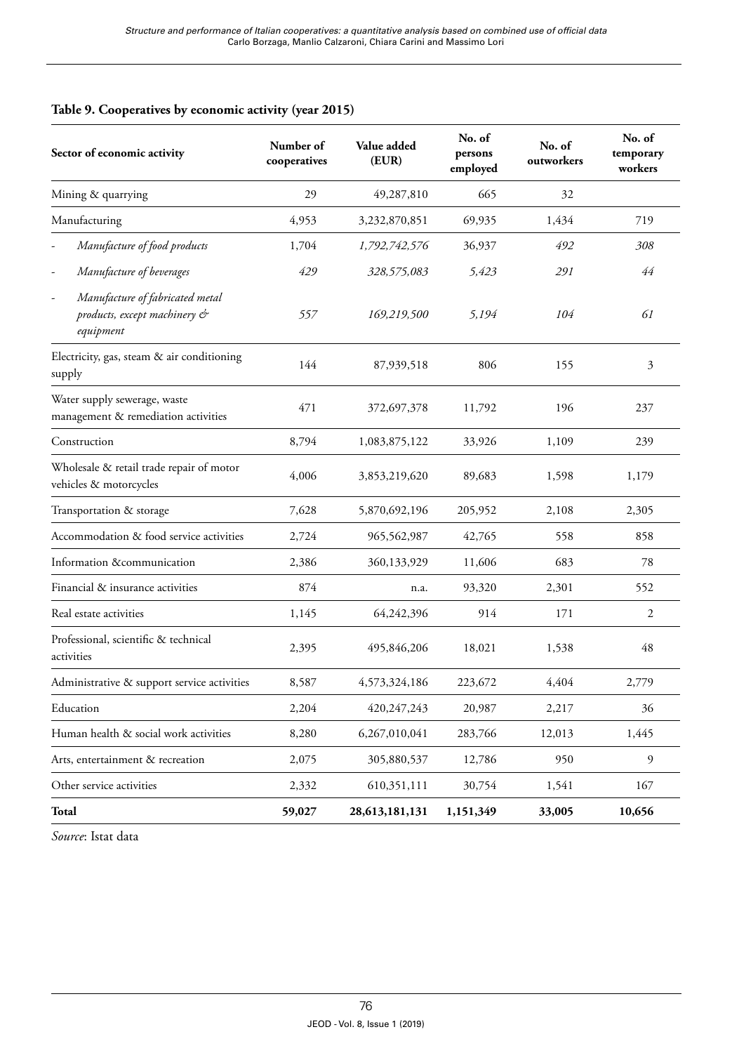**Table 9. Cooperatives by economic activity (year 2015)**

| Sector of economic activity | Number of cooperatives | Value added (EUR) | No. of persons employed | No. of outworkers | No. of temporary workers |
|---|---|---|---|---|---|
| Mining & quarrying | 29 | 49,287,810 | 665 | 32 | |
| Manufacturing | 4,953 | 3,232,870,851 | 69,935 | 1,434 | 719 |
| - *Manufacture of food products* | 1,704 | *1,792,742,576* | 36,937 | *492* | *308* |
| - *Manufacture of beverages* | *429* | *328,575,083* | *5,423* | *291* | *44* |
| - *Manufacture of fabricated metal products, except machinery & equipment* | *557* | *169,219,500* | *5,194* | *104* | *61* |
| Electricity, gas, steam & air conditioning supply | 144 | 87,939,518 | 806 | 155 | 3 |
| Water supply sewerage, waste management & remediation activities | 471 | 372,697,378 | 11,792 | 196 | 237 |
| Construction | 8,794 | 1,083,875,122 | 33,926 | 1,109 | 239 |
| Wholesale & retail trade repair of motor vehicles & motorcycles | 4,006 | 3,853,219,620 | 89,683 | 1,598 | 1,179 |
| Transportation & storage | 7,628 | 5,870,692,196 | 205,952 | 2,108 | 2,305 |
| Accommodation & food service activities | 2,724 | 965,562,987 | 42,765 | 558 | 858 |
| Information &communication | 2,386 | 360,133,929 | 11,606 | 683 | 78 |
| Financial & insurance activities | 874 | n.a. | 93,320 | 2,301 | 552 |
| Real estate activities | 1,145 | 64,242,396 | 914 | 171 | 2 |
| Professional, scientific & technical activities | 2,395 | 495,846,206 | 18,021 | 1,538 | 48 |
| Administrative & support service activities | 8,587 | 4,573,324,186 | 223,672 | 4,404 | 2,779 |
| Education | 2,204 | 420,247,243 | 20,987 | 2,217 | 36 |
| Human health & social work activities | 8,280 | 6,267,010,041 | 283,766 | 12,013 | 1,445 |
| Arts, entertainment & recreation | 2,075 | 305,880,537 | 12,786 | 950 | 9 |
| Other service activities | 2,332 | 610,351,111 | 30,754 | 1,541 | 167 |
| **Total** | **59,027** | **28,613,181,131** | **1,151,349** | **33,005** | **10,656** |

*Source*: Istat data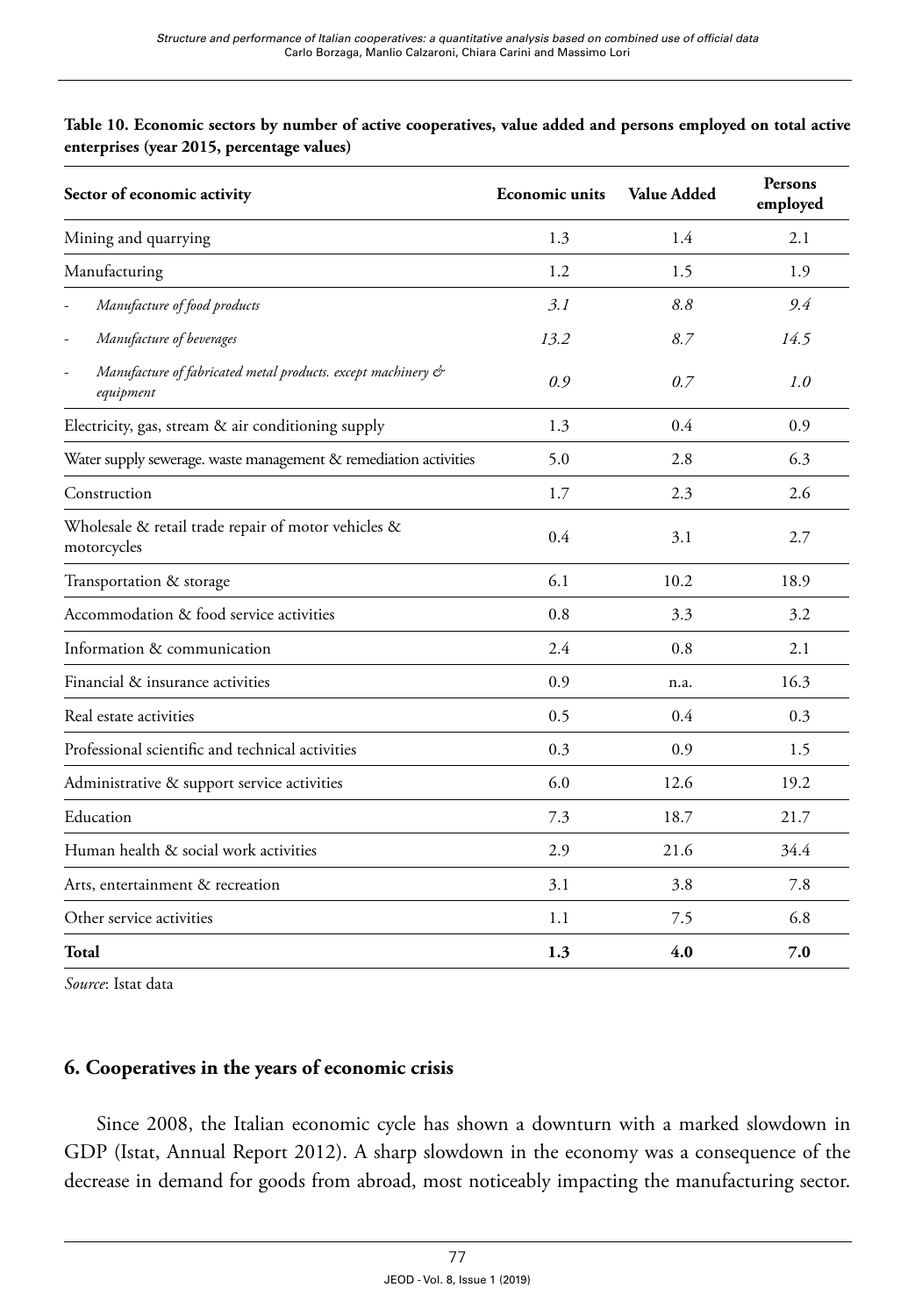**Table 10. Economic sectors by number of active cooperatives, value added and persons employed on total active enterprises (year 2015, percentage values)**

| Sector of economic activity | Economic units | Value Added | Persons employed |
|---|---|---|---|
| Mining and quarrying | 1.3 | 1.4 | 2.1 |
| Manufacturing | 1.2 | 1.5 | 1.9 |
| - *Manufacture of food products* | *3.1* | *8.8* | *9.4* |
| - *Manufacture of beverages* | *13.2* | *8.7* | *14.5* |
| - *Manufacture of fabricated metal products. except machinery & equipment* | *0.9* | *0.7* | *1.0* |
| Electricity, gas, stream & air conditioning supply | 1.3 | 0.4 | 0.9 |
| Water supply sewerage. waste management & remediation activities | 5.0 | 2.8 | 6.3 |
| Construction | 1.7 | 2.3 | 2.6 |
| Wholesale & retail trade repair of motor vehicles & motorcycles | 0.4 | 3.1 | 2.7 |
| Transportation & storage | 6.1 | 10.2 | 18.9 |
| Accommodation & food service activities | 0.8 | 3.3 | 3.2 |
| Information & communication | 2.4 | 0.8 | 2.1 |
| Financial & insurance activities | 0.9 | n.a. | 16.3 |
| Real estate activities | 0.5 | 0.4 | 0.3 |
| Professional scientific and technical activities | 0.3 | 0.9 | 1.5 |
| Administrative & support service activities | 6.0 | 12.6 | 19.2 |
| Education | 7.3 | 18.7 | 21.7 |
| Human health & social work activities | 2.9 | 21.6 | 34.4 |
| Arts, entertainment & recreation | 3.1 | 3.8 | 7.8 |
| Other service activities | 1.1 | 7.5 | 6.8 |
| **Total** | **1.3** | **4.0** | **7.0** |

*Source*: Istat data

## 6. Cooperatives in the years of economic crisis

Since 2008, the Italian economic cycle has shown a downturn with a marked slowdown in GDP (Istat, Annual Report 2012). A sharp slowdown in the economy was a consequence of the decrease in demand for goods from abroad, most noticeably impacting the manufacturing sector.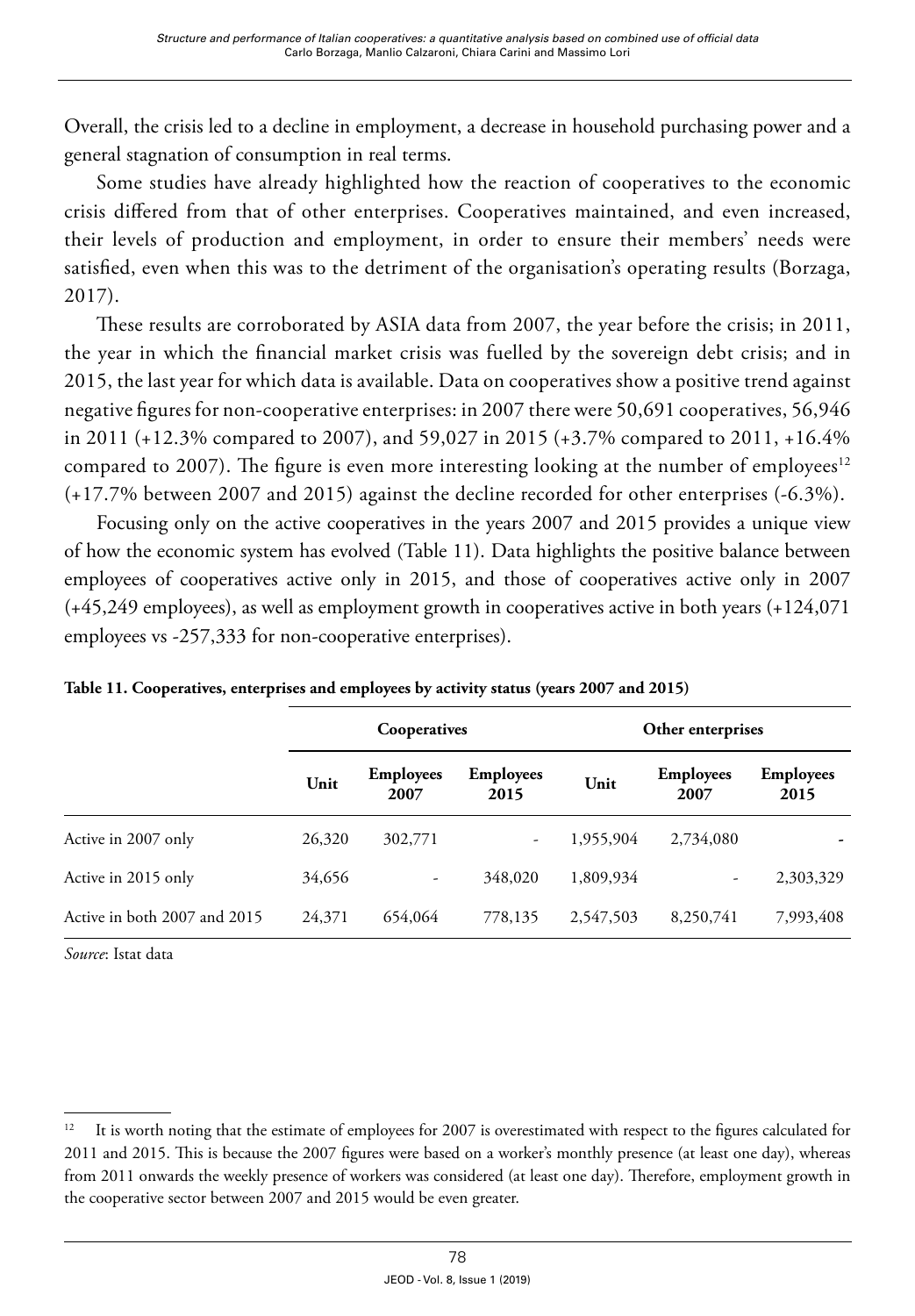Overall, the crisis led to a decline in employment, a decrease in household purchasing power and a general stagnation of consumption in real terms.

Some studies have already highlighted how the reaction of cooperatives to the economic crisis differed from that of other enterprises. Cooperatives maintained, and even increased, their levels of production and employment, in order to ensure their members' needs were satisfied, even when this was to the detriment of the organisation's operating results (Borzaga, 2017).

These results are corroborated by ASIA data from 2007, the year before the crisis; in 2011, the year in which the financial market crisis was fuelled by the sovereign debt crisis; and in 2015, the last year for which data is available. Data on cooperatives show a positive trend against negative figures for non-cooperative enterprises: in 2007 there were 50,691 cooperatives, 56,946 in 2011 (+12.3% compared to 2007), and 59,027 in 2015 (+3.7% compared to 2011, +16.4% compared to 2007). The figure is even more interesting looking at the number of employees[12] (+17.7% between 2007 and 2015) against the decline recorded for other enterprises (-6.3%).

Focusing only on the active cooperatives in the years 2007 and 2015 provides a unique view of how the economic system has evolved (Table 11). Data highlights the positive balance between employees of cooperatives active only in 2015, and those of cooperatives active only in 2007 (+45,249 employees), as well as employment growth in cooperatives active in both years (+124,071 employees vs -257,333 for non-cooperative enterprises).

**Table 11. Cooperatives, enterprises and employees by activity status (years 2007 and 2015)**

| | Cooperatives | | | Other enterprises | | |
|---|---|---|---|---|---|---|
| | Unit | Employees 2007 | Employees 2015 | Unit | Employees 2007 | Employees 2015 |
| Active in 2007 only | 26,320 | 302,771 | - | 1,955,904 | 2,734,080 | - |
| Active in 2015 only | 34,656 | - | 348,020 | 1,809,934 | - | 2,303,329 |
| Active in both 2007 and 2015 | 24,371 | 654,064 | 778,135 | 2,547,503 | 8,250,741 | 7,993,408 |

*Source*: Istat data

[12] It is worth noting that the estimate of employees for 2007 is overestimated with respect to the figures calculated for 2011 and 2015. This is because the 2007 figures were based on a worker's monthly presence (at least one day), whereas from 2011 onwards the weekly presence of workers was considered (at least one day). Therefore, employment growth in the cooperative sector between 2007 and 2015 would be even greater.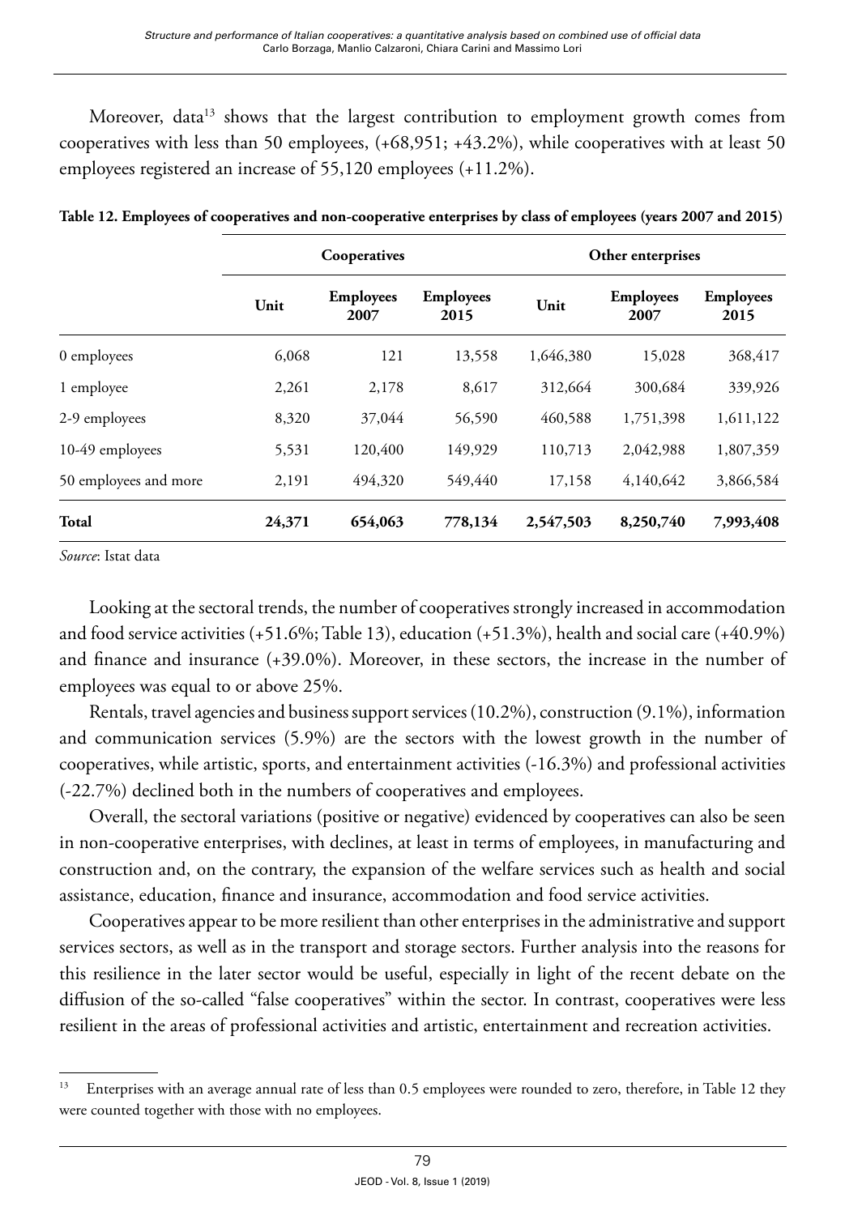Moreover, data[13] shows that the largest contribution to employment growth comes from cooperatives with less than 50 employees, (+68,951; +43.2%), while cooperatives with at least 50 employees registered an increase of 55,120 employees (+11.2%).

**Table 12. Employees of cooperatives and non-cooperative enterprises by class of employees (years 2007 and 2015)**

| | Cooperatives | | | Other enterprises | | |
|---|---|---|---|---|---|---|
| | Unit | Employees 2007 | Employees 2015 | Unit | Employees 2007 | Employees 2015 |
| 0 employees | 6,068 | 121 | 13,558 | 1,646,380 | 15,028 | 368,417 |
| 1 employee | 2,261 | 2,178 | 8,617 | 312,664 | 300,684 | 339,926 |
| 2-9 employees | 8,320 | 37,044 | 56,590 | 460,588 | 1,751,398 | 1,611,122 |
| 10-49 employees | 5,531 | 120,400 | 149,929 | 110,713 | 2,042,988 | 1,807,359 |
| 50 employees and more | 2,191 | 494,320 | 549,440 | 17,158 | 4,140,642 | 3,866,584 |
| **Total** | **24,371** | **654,063** | **778,134** | **2,547,503** | **8,250,740** | **7,993,408** |

*Source*: Istat data

Looking at the sectoral trends, the number of cooperatives strongly increased in accommodation and food service activities (+51.6%; Table 13), education (+51.3%), health and social care (+40.9%) and finance and insurance (+39.0%). Moreover, in these sectors, the increase in the number of employees was equal to or above 25%.

Rentals, travel agencies and business support services (10.2%), construction (9.1%), information and communication services (5.9%) are the sectors with the lowest growth in the number of cooperatives, while artistic, sports, and entertainment activities (-16.3%) and professional activities (-22.7%) declined both in the numbers of cooperatives and employees.

Overall, the sectoral variations (positive or negative) evidenced by cooperatives can also be seen in non-cooperative enterprises, with declines, at least in terms of employees, in manufacturing and construction and, on the contrary, the expansion of the welfare services such as health and social assistance, education, finance and insurance, accommodation and food service activities.

Cooperatives appear to be more resilient than other enterprises in the administrative and support services sectors, as well as in the transport and storage sectors. Further analysis into the reasons for this resilience in the later sector would be useful, especially in light of the recent debate on the diffusion of the so-called "false cooperatives" within the sector. In contrast, cooperatives were less resilient in the areas of professional activities and artistic, entertainment and recreation activities.

[13] Enterprises with an average annual rate of less than 0.5 employees were rounded to zero, therefore, in Table 12 they were counted together with those with no employees.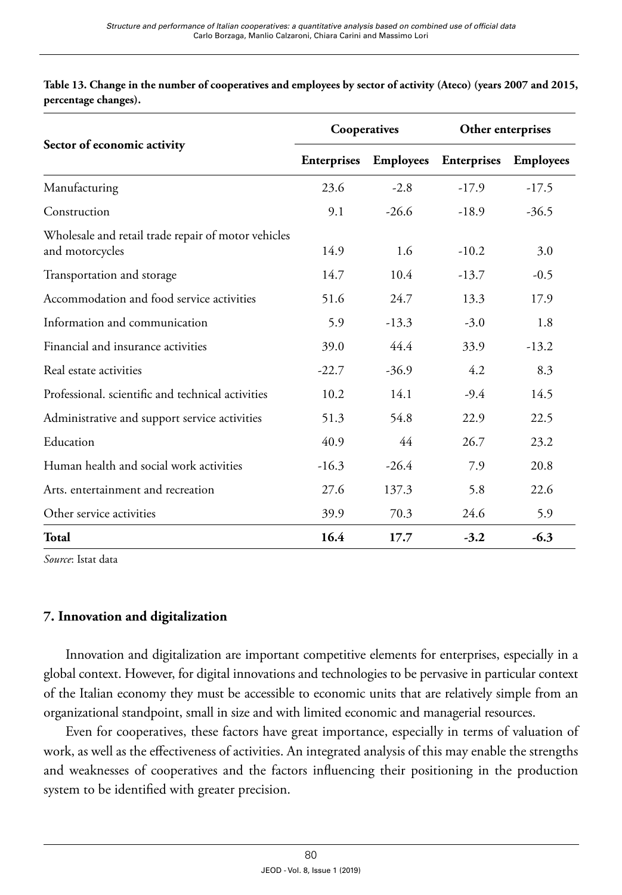**Table 13. Change in the number of cooperatives and employees by sector of activity (Ateco) (years 2007 and 2015, percentage changes).**

| Sector of economic activity | Cooperatives | | Other enterprises | |
|---|---|---|---|---|
| | Enterprises | Employees | Enterprises | Employees |
| Manufacturing | 23.6 | -2.8 | -17.9 | -17.5 |
| Construction | 9.1 | -26.6 | -18.9 | -36.5 |
| Wholesale and retail trade repair of motor vehicles and motorcycles | 14.9 | 1.6 | -10.2 | 3.0 |
| Transportation and storage | 14.7 | 10.4 | -13.7 | -0.5 |
| Accommodation and food service activities | 51.6 | 24.7 | 13.3 | 17.9 |
| Information and communication | 5.9 | -13.3 | -3.0 | 1.8 |
| Financial and insurance activities | 39.0 | 44.4 | 33.9 | -13.2 |
| Real estate activities | -22.7 | -36.9 | 4.2 | 8.3 |
| Professional. scientific and technical activities | 10.2 | 14.1 | -9.4 | 14.5 |
| Administrative and support service activities | 51.3 | 54.8 | 22.9 | 22.5 |
| Education | 40.9 | 44 | 26.7 | 23.2 |
| Human health and social work activities | -16.3 | -26.4 | 7.9 | 20.8 |
| Arts. entertainment and recreation | 27.6 | 137.3 | 5.8 | 22.6 |
| Other service activities | 39.9 | 70.3 | 24.6 | 5.9 |
| **Total** | **16.4** | **17.7** | **-3.2** | **-6.3** |

*Source*: Istat data

## 7. Innovation and digitalization

Innovation and digitalization are important competitive elements for enterprises, especially in a global context. However, for digital innovations and technologies to be pervasive in particular context of the Italian economy they must be accessible to economic units that are relatively simple from an organizational standpoint, small in size and with limited economic and managerial resources.

Even for cooperatives, these factors have great importance, especially in terms of valuation of work, as well as the effectiveness of activities. An integrated analysis of this may enable the strengths and weaknesses of cooperatives and the factors influencing their positioning in the production system to be identified with greater precision.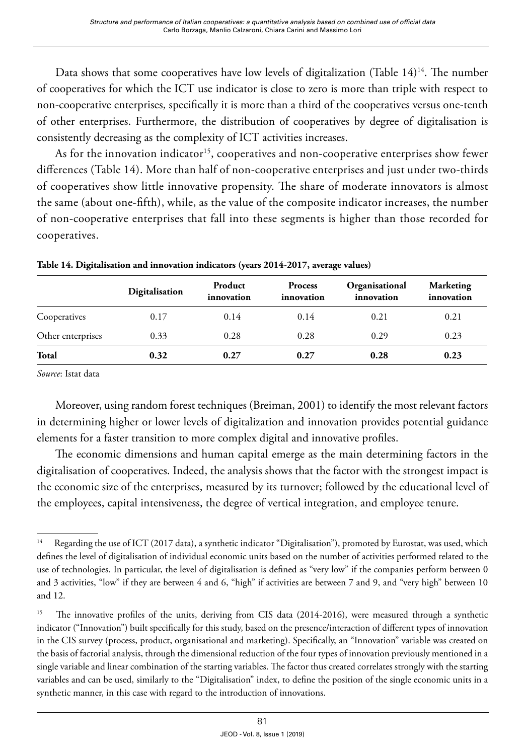Data shows that some cooperatives have low levels of digitalization (Table 14)[14]. The number of cooperatives for which the ICT use indicator is close to zero is more than triple with respect to non-cooperative enterprises, specifically it is more than a third of the cooperatives versus one-tenth of other enterprises. Furthermore, the distribution of cooperatives by degree of digitalisation is consistently decreasing as the complexity of ICT activities increases.

As for the innovation indicator[15], cooperatives and non-cooperative enterprises show fewer differences (Table 14). More than half of non-cooperative enterprises and just under two-thirds of cooperatives show little innovative propensity. The share of moderate innovators is almost the same (about one-fifth), while, as the value of the composite indicator increases, the number of non-cooperative enterprises that fall into these segments is higher than those recorded for cooperatives.

**Table 14. Digitalisation and innovation indicators (years 2014-2017, average values)**

| | Digitalisation | Product innovation | Process innovation | Organisational innovation | Marketing innovation |
|---|---|---|---|---|---|
| Cooperatives | 0.17 | 0.14 | 0.14 | 0.21 | 0.21 |
| Other enterprises | 0.33 | 0.28 | 0.28 | 0.29 | 0.23 |
| **Total** | **0.32** | **0.27** | **0.27** | **0.28** | **0.23** |

*Source*: Istat data

Moreover, using random forest techniques (Breiman, 2001) to identify the most relevant factors in determining higher or lower levels of digitalization and innovation provides potential guidance elements for a faster transition to more complex digital and innovative profiles.

The economic dimensions and human capital emerge as the main determining factors in the digitalisation of cooperatives. Indeed, the analysis shows that the factor with the strongest impact is the economic size of the enterprises, measured by its turnover; followed by the educational level of the employees, capital intensiveness, the degree of vertical integration, and employee tenure.

---

[14] Regarding the use of ICT (2017 data), a synthetic indicator "Digitalisation"), promoted by Eurostat, was used, which defines the level of digitalisation of individual economic units based on the number of activities performed related to the use of technologies. In particular, the level of digitalisation is defined as "very low" if the companies perform between 0 and 3 activities, "low" if they are between 4 and 6, "high" if activities are between 7 and 9, and "very high" between 10 and 12.

[15] The innovative profiles of the units, deriving from CIS data (2014-2016), were measured through a synthetic indicator ("Innovation") built specifically for this study, based on the presence/interaction of different types of innovation in the CIS survey (process, product, organisational and marketing). Specifically, an "Innovation" variable was created on the basis of factorial analysis, through the dimensional reduction of the four types of innovation previously mentioned in a single variable and linear combination of the starting variables. The factor thus created correlates strongly with the starting variables and can be used, similarly to the "Digitalisation" index, to define the position of the single economic units in a synthetic manner, in this case with regard to the introduction of innovations.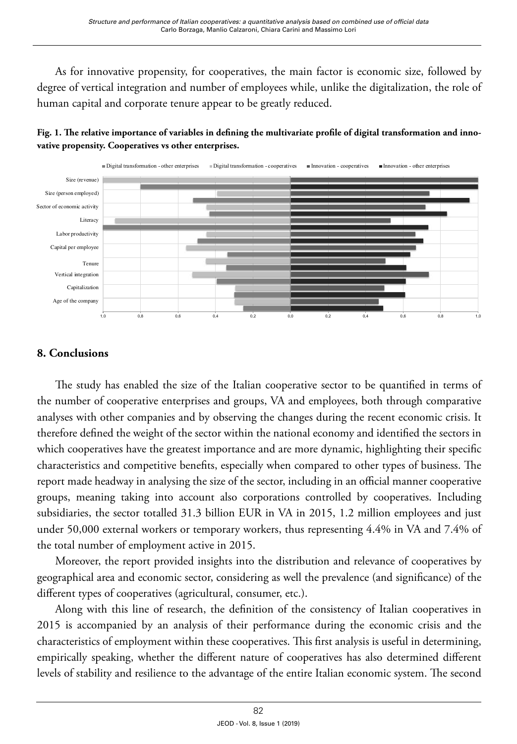As for innovative propensity, for cooperatives, the main factor is economic size, followed by degree of vertical integration and number of employees while, unlike the digitalization, the role of human capital and corporate tenure appear to be greatly reduced.

**Fig. 1. The relative importance of variables in defining the multivariate profile of digital transformation and innovative propensity. Cooperatives vs other enterprises.**

## 8. Conclusions

The study has enabled the size of the Italian cooperative sector to be quantified in terms of the number of cooperative enterprises and groups, VA and employees, both through comparative analyses with other companies and by observing the changes during the recent economic crisis. It therefore defined the weight of the sector within the national economy and identified the sectors in which cooperatives have the greatest importance and are more dynamic, highlighting their specific characteristics and competitive benefits, especially when compared to other types of business. The report made headway in analysing the size of the sector, including in an official manner cooperative groups, meaning taking into account also corporations controlled by cooperatives. Including subsidiaries, the sector totalled 31.3 billion EUR in VA in 2015, 1.2 million employees and just under 50,000 external workers or temporary workers, thus representing 4.4% in VA and 7.4% of the total number of employment active in 2015.

Moreover, the report provided insights into the distribution and relevance of cooperatives by geographical area and economic sector, considering as well the prevalence (and significance) of the different types of cooperatives (agricultural, consumer, etc.).

Along with this line of research, the definition of the consistency of Italian cooperatives in 2015 is accompanied by an analysis of their performance during the economic crisis and the characteristics of employment within these cooperatives. This first analysis is useful in determining, empirically speaking, whether the different nature of cooperatives has also determined different levels of stability and resilience to the advantage of the entire Italian economic system. The second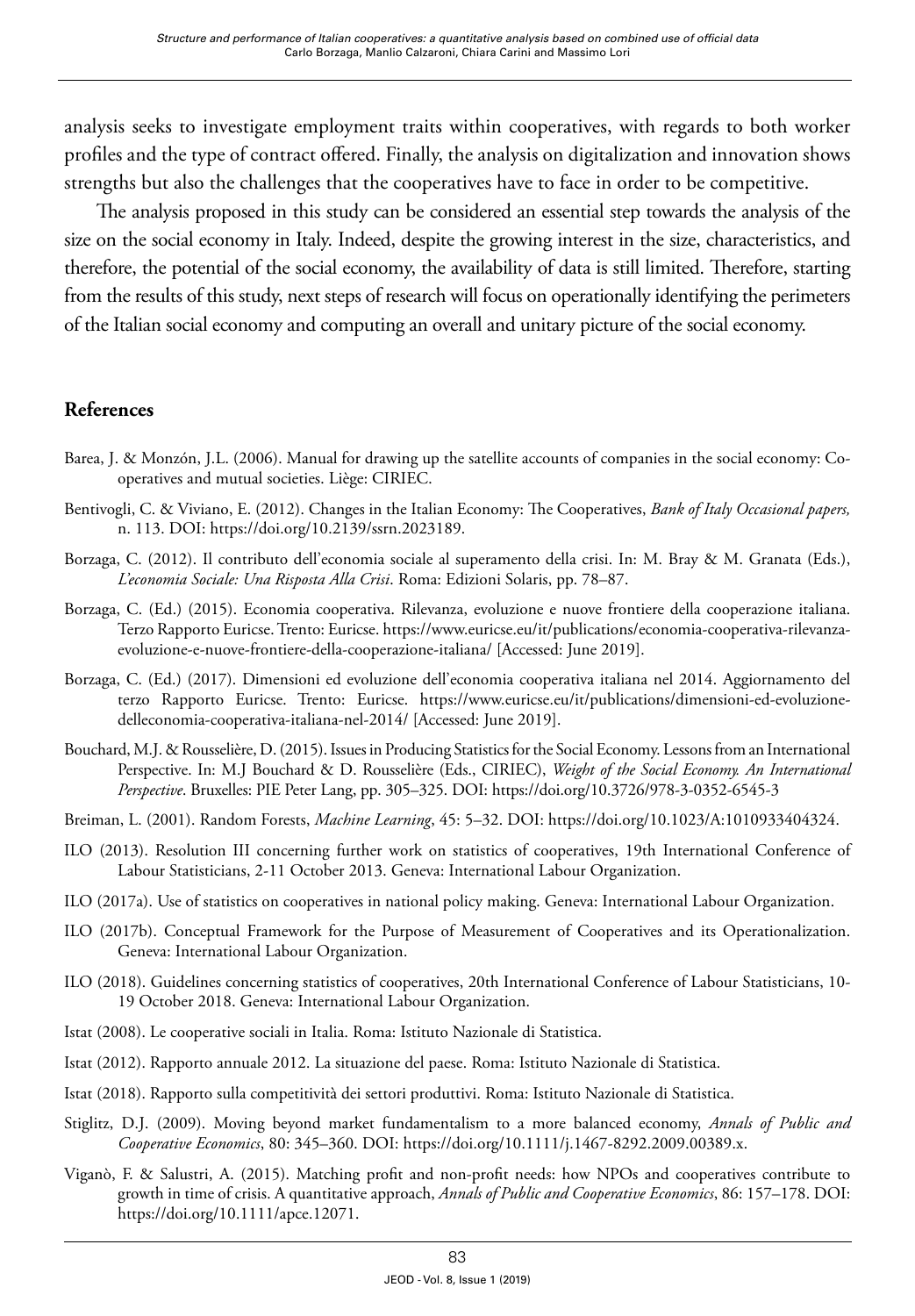analysis seeks to investigate employment traits within cooperatives, with regards to both worker profiles and the type of contract offered. Finally, the analysis on digitalization and innovation shows strengths but also the challenges that the cooperatives have to face in order to be competitive.

The analysis proposed in this study can be considered an essential step towards the analysis of the size on the social economy in Italy. Indeed, despite the growing interest in the size, characteristics, and therefore, the potential of the social economy, the availability of data is still limited. Therefore, starting from the results of this study, next steps of research will focus on operationally identifying the perimeters of the Italian social economy and computing an overall and unitary picture of the social economy.

## References

Barea, J. & Monzón, J.L. (2006). Manual for drawing up the satellite accounts of companies in the social economy: Co-operatives and mutual societies. Liège: CIRIEC.

Bentivogli, C. & Viviano, E. (2012). Changes in the Italian Economy: The Cooperatives, *Bank of Italy Occasional papers,* n. 113. DOI: https://doi.org/10.2139/ssrn.2023189.

Borzaga, C. (2012). Il contributo dell'economia sociale al superamento della crisi. In: M. Bray & M. Granata (Eds.), *L'economia Sociale: Una Risposta Alla Crisi*. Roma: Edizioni Solaris, pp. 78–87.

Borzaga, C. (Ed.) (2015). Economia cooperativa. Rilevanza, evoluzione e nuove frontiere della cooperazione italiana. Terzo Rapporto Euricse. Trento: Euricse. https://www.euricse.eu/it/publications/economia-cooperativa-rilevanza-evoluzione-e-nuove-frontiere-della-cooperazione-italiana/ [Accessed: June 2019].

Borzaga, C. (Ed.) (2017). Dimensioni ed evoluzione dell'economia cooperativa italiana nel 2014. Aggiornamento del terzo Rapporto Euricse. Trento: Euricse. https://www.euricse.eu/it/publications/dimensioni-ed-evoluzione-delleconomia-cooperativa-italiana-nel-2014/ [Accessed: June 2019].

Bouchard, M.J. & Rousselière, D. (2015). Issues in Producing Statistics for the Social Economy. Lessons from an International Perspective. In: M.J Bouchard & D. Rousselière (Eds., CIRIEC), *Weight of the Social Economy. An International Perspective*. Bruxelles: PIE Peter Lang, pp. 305–325. DOI: https://doi.org/10.3726/978-3-0352-6545-3

Breiman, L. (2001). Random Forests, *Machine Learning*, 45: 5–32. DOI: https://doi.org/10.1023/A:1010933404324.

ILO (2013). Resolution III concerning further work on statistics of cooperatives, 19th International Conference of Labour Statisticians, 2-11 October 2013. Geneva: International Labour Organization.

ILO (2017a). Use of statistics on cooperatives in national policy making. Geneva: International Labour Organization.

ILO (2017b). Conceptual Framework for the Purpose of Measurement of Cooperatives and its Operationalization. Geneva: International Labour Organization.

ILO (2018). Guidelines concerning statistics of cooperatives, 20th International Conference of Labour Statisticians, 10-19 October 2018. Geneva: International Labour Organization.

Istat (2008). Le cooperative sociali in Italia. Roma: Istituto Nazionale di Statistica.

Istat (2012). Rapporto annuale 2012. La situazione del paese. Roma: Istituto Nazionale di Statistica.

Istat (2018). Rapporto sulla competitività dei settori produttivi. Roma: Istituto Nazionale di Statistica.

Stiglitz, D.J. (2009). Moving beyond market fundamentalism to a more balanced economy, *Annals of Public and Cooperative Economics*, 80: 345–360. DOI: https://doi.org/10.1111/j.1467-8292.2009.00389.x.

Viganò, F. & Salustri, A. (2015). Matching profit and non-profit needs: how NPOs and cooperatives contribute to growth in time of crisis. A quantitative approach, *Annals of Public and Cooperative Economics*, 86: 157–178. DOI: https://doi.org/10.1111/apce.12071.